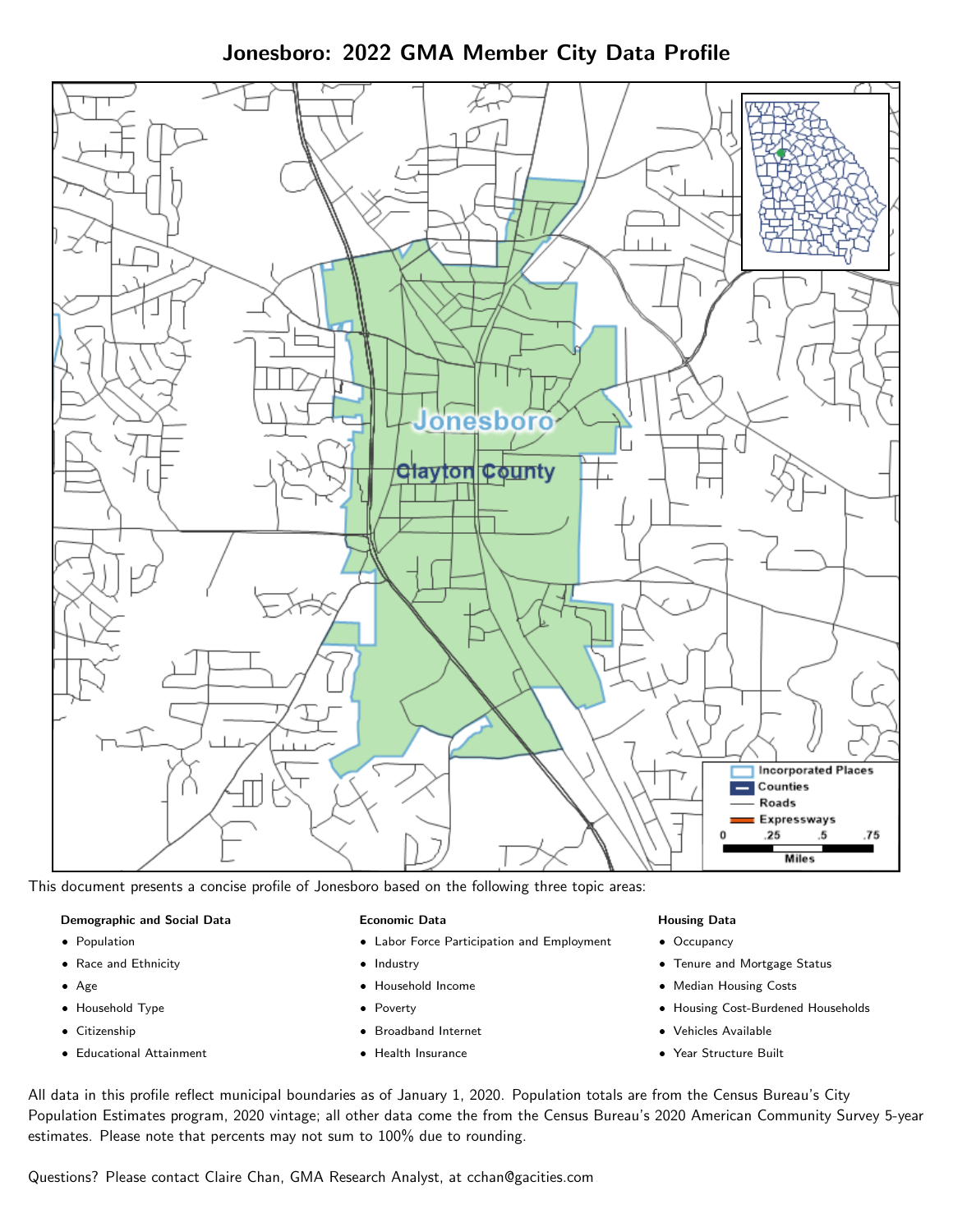# Jonesboro: 2022 GMA Member City Data Profile

This document presents a concise profile of Jonesboro based on the following three topic areas:

**Demographic and Social Data**

- Population
- Race and Ethnicity
- Age
- Household Type
- Citizenship
- Educational Attainment

**Economic Data**

- Labor Force Participation and Employment
- Industry
- Household Income
- Poverty
- Broadband Internet
- Health Insurance

**Housing Data**

- Occupancy
- Tenure and Mortgage Status
- Median Housing Costs
- Housing Cost-Burdened Households
- Vehicles Available
- Year Structure Built

All data in this profile reflect municipal boundaries as of January 1, 2020. Population totals are from the Census Bureau's City Population Estimates program, 2020 vintage; all other data come the from the Census Bureau's 2020 American Community Survey 5-year estimates. Please note that percents may not sum to 100% due to rounding.

Questions? Please contact Claire Chan, GMA Research Analyst, at cchan@gacities.com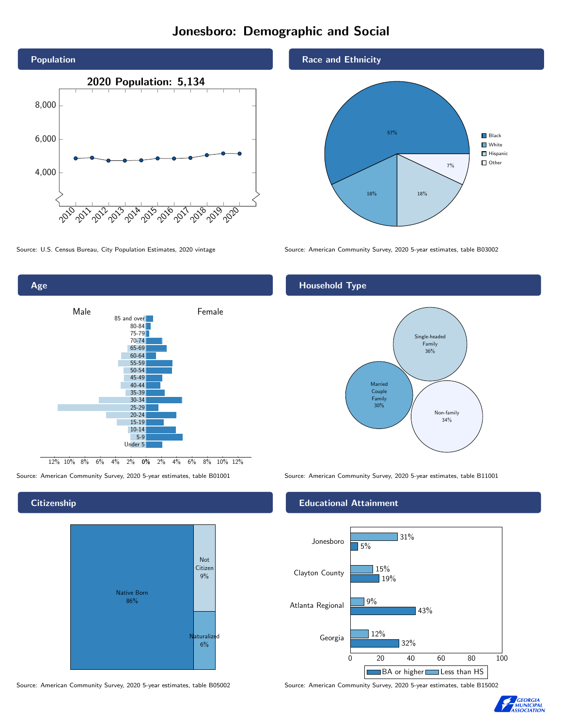# Jonesboro: Demographic and Social

## Population

2020 Population: 5,134

Source: U.S. Census Bureau, City Population Estimates, 2020 vintage

## Race and Ethnicity

| Category | Percent |
| --- | --- |
| Black | 57% |
| White | 18% |
| Hispanic | 18% |
| Other | 7% |

Source: American Community Survey, 2020 5-year estimates, table B03002

## Age

Male / Female

85 and over, 80-84, 75-79, 70-74, 65-69, 60-64, 55-59, 50-54, 45-49, 40-44, 35-39, 30-34, 25-29, 20-24, 15-19, 10-14, 5-9, Under 5

Source: American Community Survey, 2020 5-year estimates, table B01001

## Household Type

| Household Type | Percent |
| --- | --- |
| Single-headed Family | 36% |
| Married Couple Family | 30% |
| Non-family | 34% |

Source: American Community Survey, 2020 5-year estimates, table B11001

## Citizenship

| Status | Percent |
| --- | --- |
| Native Born | 86% |
| Not Citizen | 9% |
| Naturalized | 6% |

Source: American Community Survey, 2020 5-year estimates, table B05002

## Educational Attainment

| Area | Less than HS | BA or higher |
| --- | --- | --- |
| Jonesboro | 31% | 5% |
| Clayton County | 15% | 19% |
| Atlanta Regional | 9% | 43% |
| Georgia | 12% | 32% |

Source: American Community Survey, 2020 5-year estimates, table B15002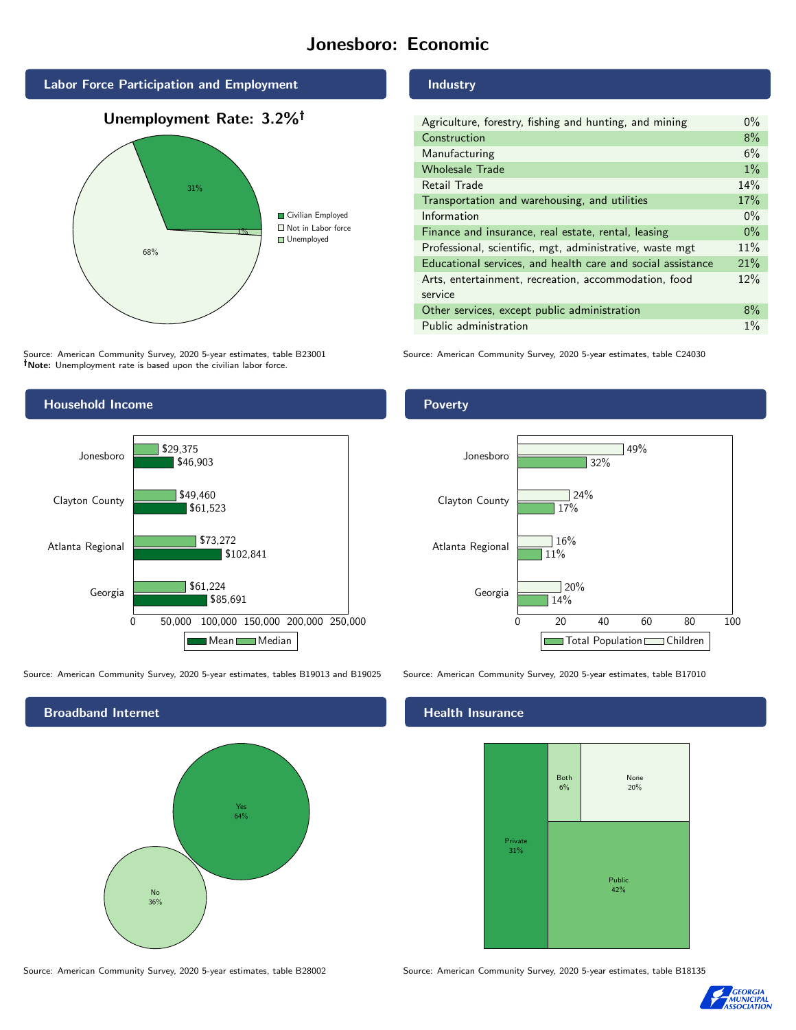# Jonesboro: Economic

## Labor Force Participation and Employment

**Unemployment Rate: 3.2%†**

| Category | Percent |
|---|---|
| Civilian Employed | 31% |
| Not in Labor force | 68% |
| Unemployed | 1% |

Source: American Community Survey, 2020 5-year estimates, table B23001
**†Note:** Unemployment rate is based upon the civilian labor force.

## Industry

| Industry | Percent |
|---|---|
| Agriculture, forestry, fishing and hunting, and mining | 0% |
| Construction | 8% |
| Manufacturing | 6% |
| Wholesale Trade | 1% |
| Retail Trade | 14% |
| Transportation and warehousing, and utilities | 17% |
| Information | 0% |
| Finance and insurance, real estate, rental, leasing | 0% |
| Professional, scientific, mgt, administrative, waste mgt | 11% |
| Educational services, and health care and social assistance | 21% |
| Arts, entertainment, recreation, accommodation, food service | 12% |
| Other services, except public administration | 8% |
| Public administration | 1% |

Source: American Community Survey, 2020 5-year estimates, table C24030

## Household Income

| Area | Median | Mean |
|---|---|---|
| Jonesboro | $29,375 | $46,903 |
| Clayton County | $49,460 | $61,523 |
| Atlanta Regional | $73,272 | $102,841 |
| Georgia | $61,224 | $85,691 |

Source: American Community Survey, 2020 5-year estimates, tables B19013 and B19025

## Poverty

| Area | Children | Total Population |
|---|---|---|
| Jonesboro | 49% | 32% |
| Clayton County | 24% | 17% |
| Atlanta Regional | 16% | 11% |
| Georgia | 20% | 14% |

Source: American Community Survey, 2020 5-year estimates, table B17010

## Broadband Internet

| Response | Percent |
|---|---|
| Yes | 64% |
| No | 36% |

Source: American Community Survey, 2020 5-year estimates, table B28002

## Health Insurance

| Type | Percent |
|---|---|
| Private | 31% |
| Both | 6% |
| None | 20% |
| Public | 42% |

Source: American Community Survey, 2020 5-year estimates, table B18135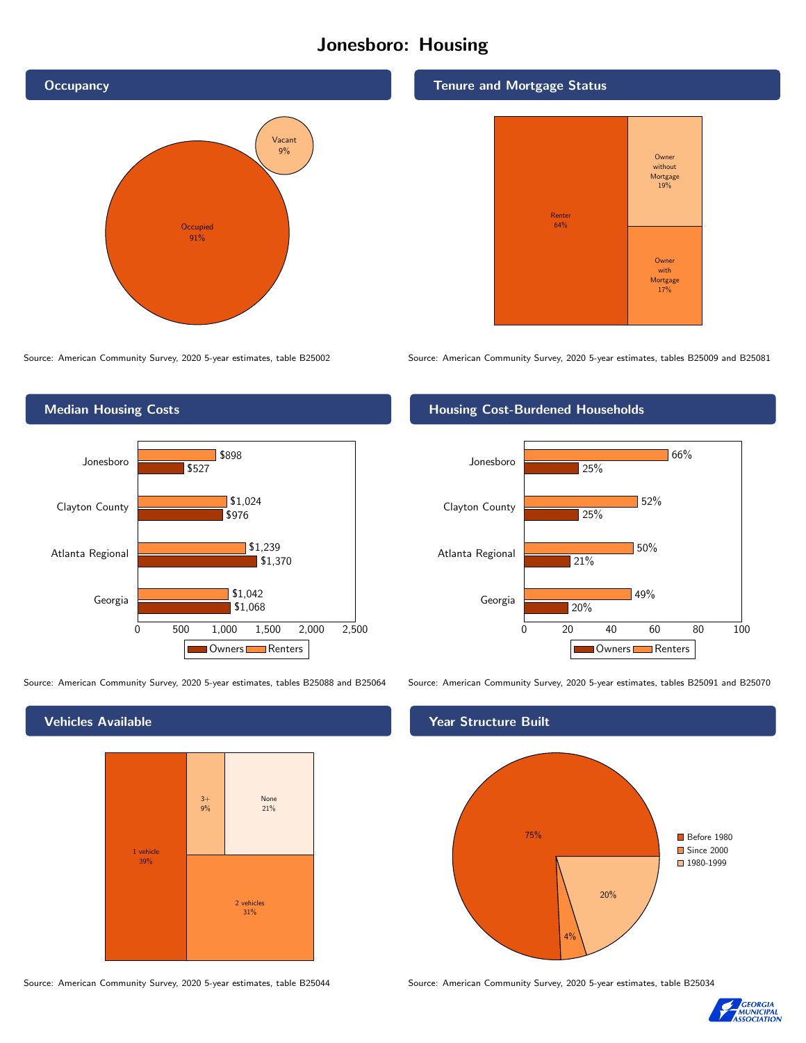# Jonesboro: Housing

## Occupancy

Vacant
9%

Occupied
91%

Source: American Community Survey, 2020 5-year estimates, table B25002

## Tenure and Mortgage Status

Renter
64%

Owner without Mortgage
19%

Owner with Mortgage
17%

Source: American Community Survey, 2020 5-year estimates, tables B25009 and B25081

## Median Housing Costs

Jonesboro
$898
$527

Clayton County
$1,024
$976

Atlanta Regional
$1,239
$1,370

Georgia
$1,042
$1,068

0 500 1,000 1,500 2,000 2,500

Owners Renters

Source: American Community Survey, 2020 5-year estimates, tables B25088 and B25064

## Housing Cost-Burdened Households

Jonesboro
66%
25%

Clayton County
52%
25%

Atlanta Regional
50%
21%

Georgia
49%
20%

0 20 40 60 80 100

Owners Renters

Source: American Community Survey, 2020 5-year estimates, tables B25091 and B25070

## Vehicles Available

1 vehicle
39%

3+
9%

None
21%

2 vehicles
31%

Source: American Community Survey, 2020 5-year estimates, table B25044

## Year Structure Built

75%
4%
20%

Before 1980
Since 2000
1980-1999

Source: American Community Survey, 2020 5-year estimates, table B25034